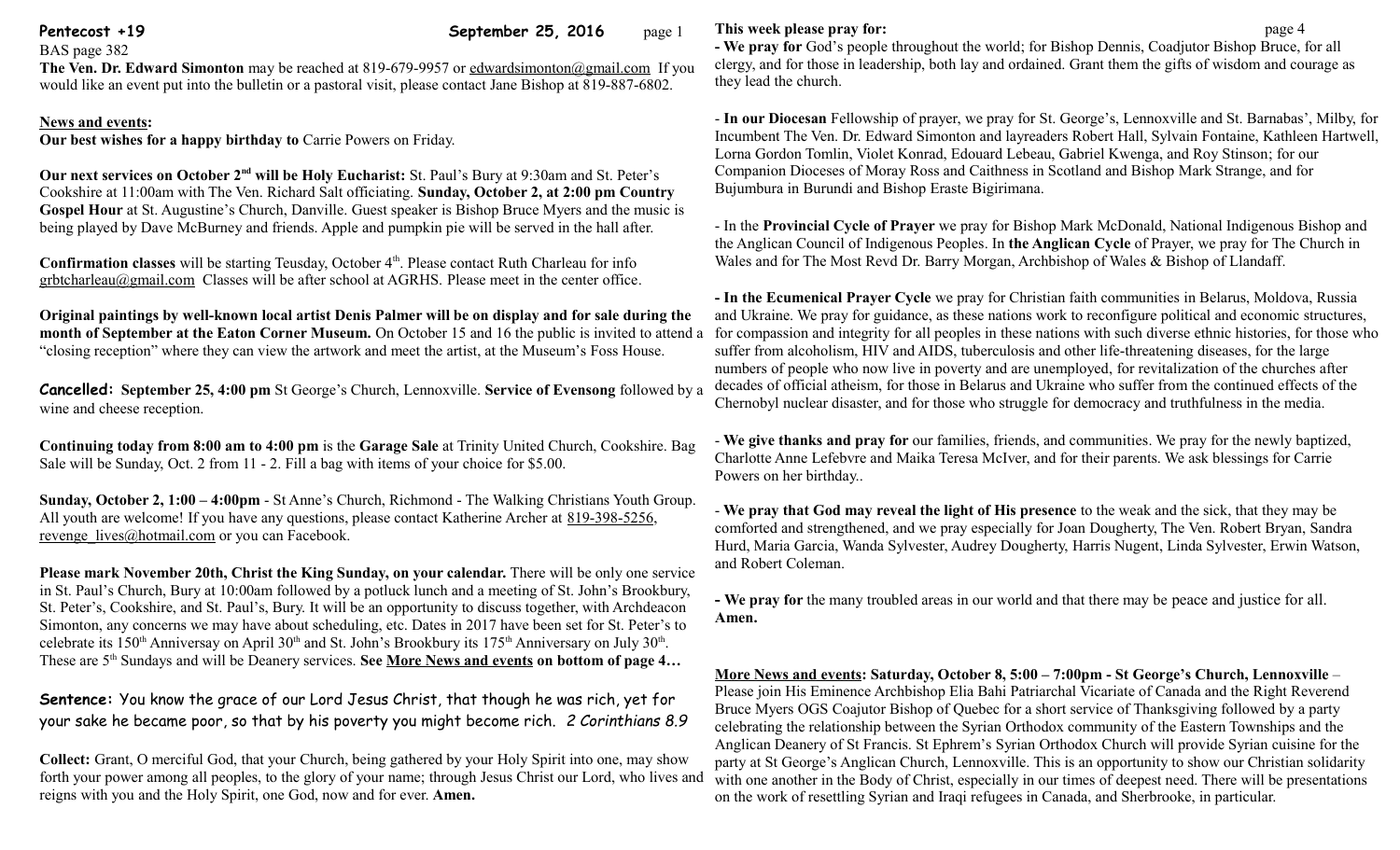**Pentecost +19** **September 25, 2016**

BAS page 382

**The Ven. Dr. Edward Simonton** may be reached at 819-679-9957 or edwardsimonton@gmail.com If you would like an event put into the bulletin or a pastoral visit, please contact Jane Bishop at 819-887-6802.

**News and events:**

**Our best wishes for a happy birthday to** Carrie Powers on Friday.

**Our next services on October 2nd will be Holy Eucharist:** St. Paul's Bury at 9:30am and St. Peter's Cookshire at 11:00am with The Ven. Richard Salt officiating. **Sunday, October 2, at 2:00 pm Country Gospel Hour** at St. Augustine's Church, Danville. Guest speaker is Bishop Bruce Myers and the music is being played by Dave McBurney and friends. Apple and pumpkin pie will be served in the hall after.

**Confirmation classes** will be starting Teusday, October 4th. Please contact Ruth Charleau for info grbtcharleau@gmail.com Classes will be after school at AGRHS. Please meet in the center office.

**Original paintings by well-known local artist Denis Palmer will be on display and for sale during the month of September at the Eaton Corner Museum.** On October 15 and 16 the public is invited to attend a "closing reception" where they can view the artwork and meet the artist, at the Museum's Foss House.

**Cancelled: September 25, 4:00 pm** St George's Church, Lennoxville. **Service of Evensong** followed by a wine and cheese reception.

**Continuing today from 8:00 am to 4:00 pm** is the **Garage Sale** at Trinity United Church, Cookshire. Bag Sale will be Sunday, Oct. 2 from 11 - 2. Fill a bag with items of your choice for $5.00.

**Sunday, October 2, 1:00 – 4:00pm** - St Anne's Church, Richmond - The Walking Christians Youth Group. All youth are welcome! If you have any questions, please contact Katherine Archer at 819-398-5256, revenge_lives@hotmail.com or you can Facebook.

**Please mark November 20th, Christ the King Sunday, on your calendar.** There will be only one service in St. Paul's Church, Bury at 10:00am followed by a potluck lunch and a meeting of St. John's Brookbury, St. Peter's, Cookshire, and St. Paul's, Bury. It will be an opportunity to discuss together, with Archdeacon Simonton, any concerns we may have about scheduling, etc. Dates in 2017 have been set for St. Peter's to celebrate its 150th Anniversay on April 30th and St. John's Brookbury its 175th Anniversary on July 30th. These are 5th Sundays and will be Deanery services. **See More News and events on bottom of page 4…**

**Sentence:** You know the grace of our Lord Jesus Christ, that though he was rich, yet for your sake he became poor, so that by his poverty you might become rich. *2 Corinthians 8.9*

**Collect:** Grant, O merciful God, that your Church, being gathered by your Holy Spirit into one, may show forth your power among all peoples, to the glory of your name; through Jesus Christ our Lord, who lives and reigns with you and the Holy Spirit, one God, now and for ever. **Amen.**

**This week please pray for:**

**- We pray for** God's people throughout the world; for Bishop Dennis, Coadjutor Bishop Bruce, for all clergy, and for those in leadership, both lay and ordained. Grant them the gifts of wisdom and courage as they lead the church.

- **In our Diocesan** Fellowship of prayer, we pray for St. George's, Lennoxville and St. Barnabas', Milby, for Incumbent The Ven. Dr. Edward Simonton and layreaders Robert Hall, Sylvain Fontaine, Kathleen Hartwell, Lorna Gordon Tomlin, Violet Konrad, Edouard Lebeau, Gabriel Kwenga, and Roy Stinson; for our Companion Dioceses of Moray Ross and Caithness in Scotland and Bishop Mark Strange, and for Bujumbura in Burundi and Bishop Eraste Bigirimana.

- In the **Provincial Cycle of Prayer** we pray for Bishop Mark McDonald, National Indigenous Bishop and the Anglican Council of Indigenous Peoples. In **the Anglican Cycle** of Prayer, we pray for The Church in Wales and for The Most Revd Dr. Barry Morgan, Archbishop of Wales & Bishop of Llandaff.

**- In the Ecumenical Prayer Cycle** we pray for Christian faith communities in Belarus, Moldova, Russia and Ukraine. We pray for guidance, as these nations work to reconfigure political and economic structures, for compassion and integrity for all peoples in these nations with such diverse ethnic histories, for those who suffer from alcoholism, HIV and AIDS, tuberculosis and other life-threatening diseases, for the large numbers of people who now live in poverty and are unemployed, for revitalization of the churches after decades of official atheism, for those in Belarus and Ukraine who suffer from the continued effects of the Chernobyl nuclear disaster, and for those who struggle for democracy and truthfulness in the media.

- **We give thanks and pray for** our families, friends, and communities. We pray for the newly baptized, Charlotte Anne Lefebvre and Maika Teresa McIver, and for their parents. We ask blessings for Carrie Powers on her birthday..

- **We pray that God may reveal the light of His presence** to the weak and the sick, that they may be comforted and strengthened, and we pray especially for Joan Dougherty, The Ven. Robert Bryan, Sandra Hurd, Maria Garcia, Wanda Sylvester, Audrey Dougherty, Harris Nugent, Linda Sylvester, Erwin Watson, and Robert Coleman.

**- We pray for** the many troubled areas in our world and that there may be peace and justice for all. **Amen.**

**More News and events: Saturday, October 8, 5:00 – 7:00pm - St George's Church, Lennoxville** – Please join His Eminence Archbishop Elia Bahi Patriarchal Vicariate of Canada and the Right Reverend Bruce Myers OGS Coajutor Bishop of Quebec for a short service of Thanksgiving followed by a party celebrating the relationship between the Syrian Orthodox community of the Eastern Townships and the Anglican Deanery of St Francis. St Ephrem's Syrian Orthodox Church will provide Syrian cuisine for the party at St George's Anglican Church, Lennoxville. This is an opportunity to show our Christian solidarity with one another in the Body of Christ, especially in our times of deepest need. There will be presentations on the work of resettling Syrian and Iraqi refugees in Canada, and Sherbrooke, in particular.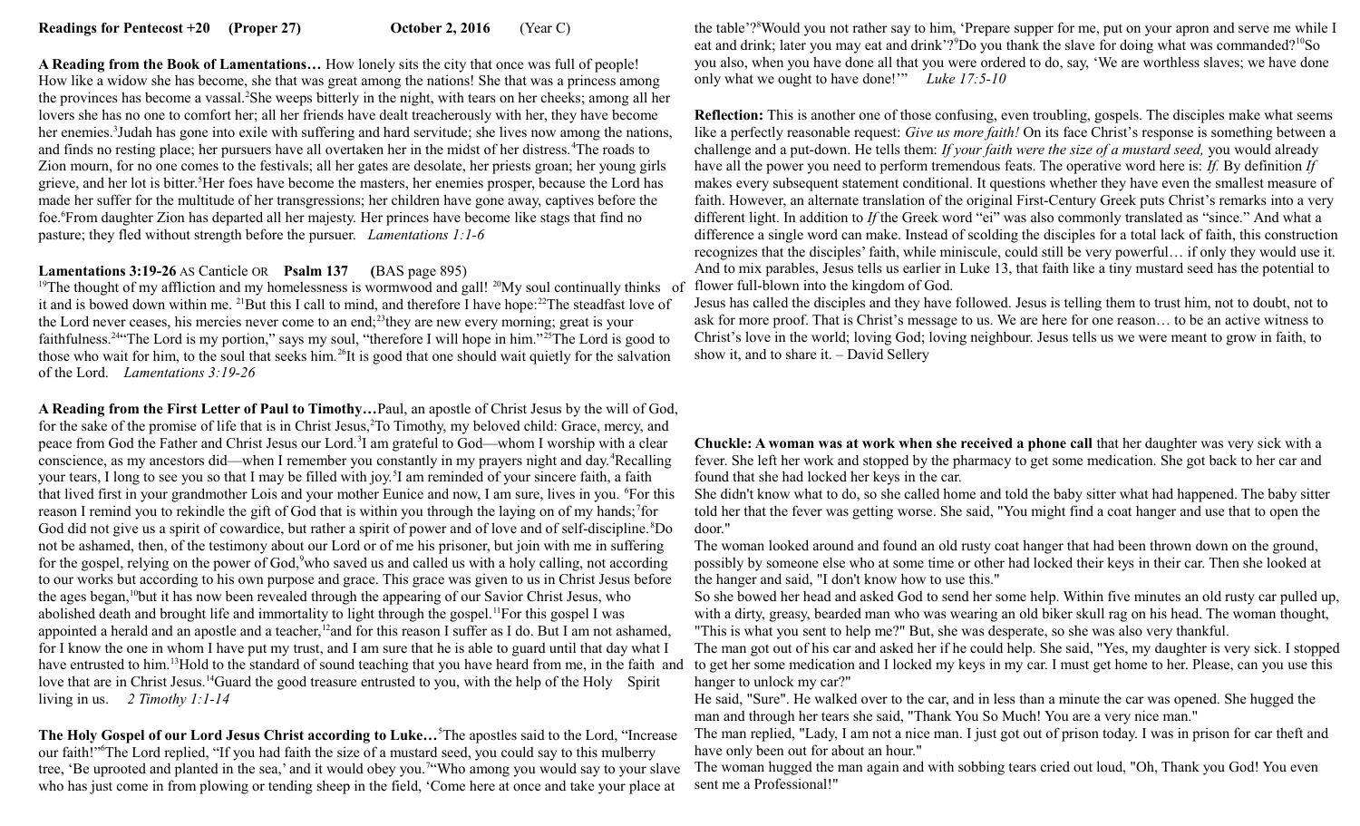**Readings for Pentecost +20 (Proper 27) October 2, 2016 (Year C)**

**A Reading from the Book of Lamentations…** How lonely sits the city that once was full of people! How like a widow she has become, she that was great among the nations! She that was a princess among the provinces has become a vassal.[2]She weeps bitterly in the night, with tears on her cheeks; among all her lovers she has no one to comfort her; all her friends have dealt treacherously with her, they have become her enemies.[3]Judah has gone into exile with suffering and hard servitude; she lives now among the nations, and finds no resting place; her pursuers have all overtaken her in the midst of her distress.[4]The roads to Zion mourn, for no one comes to the festivals; all her gates are desolate, her priests groan; her young girls grieve, and her lot is bitter.[5]Her foes have become the masters, her enemies prosper, because the Lord has made her suffer for the multitude of her transgressions; her children have gone away, captives before the foe.[6]From daughter Zion has departed all her majesty. Her princes have become like stags that find no pasture; they fled without strength before the pursuer. *Lamentations 1:1-6*

**Lamentations 3:19-26** AS Canticle OR **Psalm 137 (**BAS page 895)
[19]The thought of my affliction and my homelessness is wormwood and gall! [20]My soul continually thinks of it and is bowed down within me. [21]But this I call to mind, and therefore I have hope:[22]The steadfast love of the Lord never ceases, his mercies never come to an end;[23]they are new every morning; great is your faithfulness.[24]"The Lord is my portion," says my soul, "therefore I will hope in him."[25]The Lord is good to those who wait for him, to the soul that seeks him.[26]It is good that one should wait quietly for the salvation of the Lord. *Lamentations 3:19-26*

**A Reading from the First Letter of Paul to Timothy…**Paul, an apostle of Christ Jesus by the will of God, for the sake of the promise of life that is in Christ Jesus,[2]To Timothy, my beloved child: Grace, mercy, and peace from God the Father and Christ Jesus our Lord.[3]I am grateful to God—whom I worship with a clear conscience, as my ancestors did—when I remember you constantly in my prayers night and day.[4]Recalling your tears, I long to see you so that I may be filled with joy.[5]I am reminded of your sincere faith, a faith that lived first in your grandmother Lois and your mother Eunice and now, I am sure, lives in you. [6]For this reason I remind you to rekindle the gift of God that is within you through the laying on of my hands;[7]for God did not give us a spirit of cowardice, but rather a spirit of power and of love and of self-discipline.[8]Do not be ashamed, then, of the testimony about our Lord or of me his prisoner, but join with me in suffering for the gospel, relying on the power of God,[9]who saved us and called us with a holy calling, not according to our works but according to his own purpose and grace. This grace was given to us in Christ Jesus before the ages began,[10]but it has now been revealed through the appearing of our Savior Christ Jesus, who abolished death and brought life and immortality to light through the gospel.[11]For this gospel I was appointed a herald and an apostle and a teacher,[12]and for this reason I suffer as I do. But I am not ashamed, for I know the one in whom I have put my trust, and I am sure that he is able to guard until that day what I have entrusted to him.[13]Hold to the standard of sound teaching that you have heard from me, in the faith and love that are in Christ Jesus.[14]Guard the good treasure entrusted to you, with the help of the Holy Spirit living in us. *2 Timothy 1:1-14*

**The Holy Gospel of our Lord Jesus Christ according to Luke…**[5]The apostles said to the Lord, "Increase our faith!"[6]The Lord replied, "If you had faith the size of a mustard seed, you could say to this mulberry tree, 'Be uprooted and planted in the sea,' and it would obey you.[7]"Who among you would say to your slave who has just come in from plowing or tending sheep in the field, 'Come here at once and take your place at the table'?[8]Would you not rather say to him, 'Prepare supper for me, put on your apron and serve me while I eat and drink; later you may eat and drink'?[9]Do you thank the slave for doing what was commanded?[10]So you also, when you have done all that you were ordered to do, say, 'We are worthless slaves; we have done only what we ought to have done!'" *Luke 17:5-10*

**Reflection:** This is another one of those confusing, even troubling, gospels. The disciples make what seems like a perfectly reasonable request: *Give us more faith!* On its face Christ's response is something between a challenge and a put-down. He tells them: *If your faith were the size of a mustard seed,* you would already have all the power you need to perform tremendous feats. The operative word here is: *If.* By definition *If* makes every subsequent statement conditional. It questions whether they have even the smallest measure of faith. However, an alternate translation of the original First-Century Greek puts Christ's remarks into a very different light. In addition to *If* the Greek word "ei" was also commonly translated as "since." And what a difference a single word can make. Instead of scolding the disciples for a total lack of faith, this construction recognizes that the disciples' faith, while miniscule, could still be very powerful… if only they would use it. And to mix parables, Jesus tells us earlier in Luke 13, that faith like a tiny mustard seed has the potential to flower full-blown into the kingdom of God.
Jesus has called the disciples and they have followed. Jesus is telling them to trust him, not to doubt, not to ask for more proof. That is Christ's message to us. We are here for one reason… to be an active witness to Christ's love in the world; loving God; loving neighbour. Jesus tells us we were meant to grow in faith, to show it, and to share it. – David Sellery

**Chuckle: A woman was at work when she received a phone call** that her daughter was very sick with a fever. She left her work and stopped by the pharmacy to get some medication. She got back to her car and found that she had locked her keys in the car.
She didn't know what to do, so she called home and told the baby sitter what had happened. The baby sitter told her that the fever was getting worse. She said, "You might find a coat hanger and use that to open the door."
The woman looked around and found an old rusty coat hanger that had been thrown down on the ground, possibly by someone else who at some time or other had locked their keys in their car. Then she looked at the hanger and said, "I don't know how to use this."
So she bowed her head and asked God to send her some help. Within five minutes an old rusty car pulled up, with a dirty, greasy, bearded man who was wearing an old biker skull rag on his head. The woman thought, "This is what you sent to help me?" But, she was desperate, so she was also very thankful.
The man got out of his car and asked her if he could help. She said, "Yes, my daughter is very sick. I stopped to get her some medication and I locked my keys in my car. I must get home to her. Please, can you use this hanger to unlock my car?"
He said, "Sure". He walked over to the car, and in less than a minute the car was opened. She hugged the man and through her tears she said, "Thank You So Much! You are a very nice man."
The man replied, "Lady, I am not a nice man. I just got out of prison today. I was in prison for car theft and have only been out for about an hour."
The woman hugged the man again and with sobbing tears cried out loud, "Oh, Thank you God! You even sent me a Professional!"